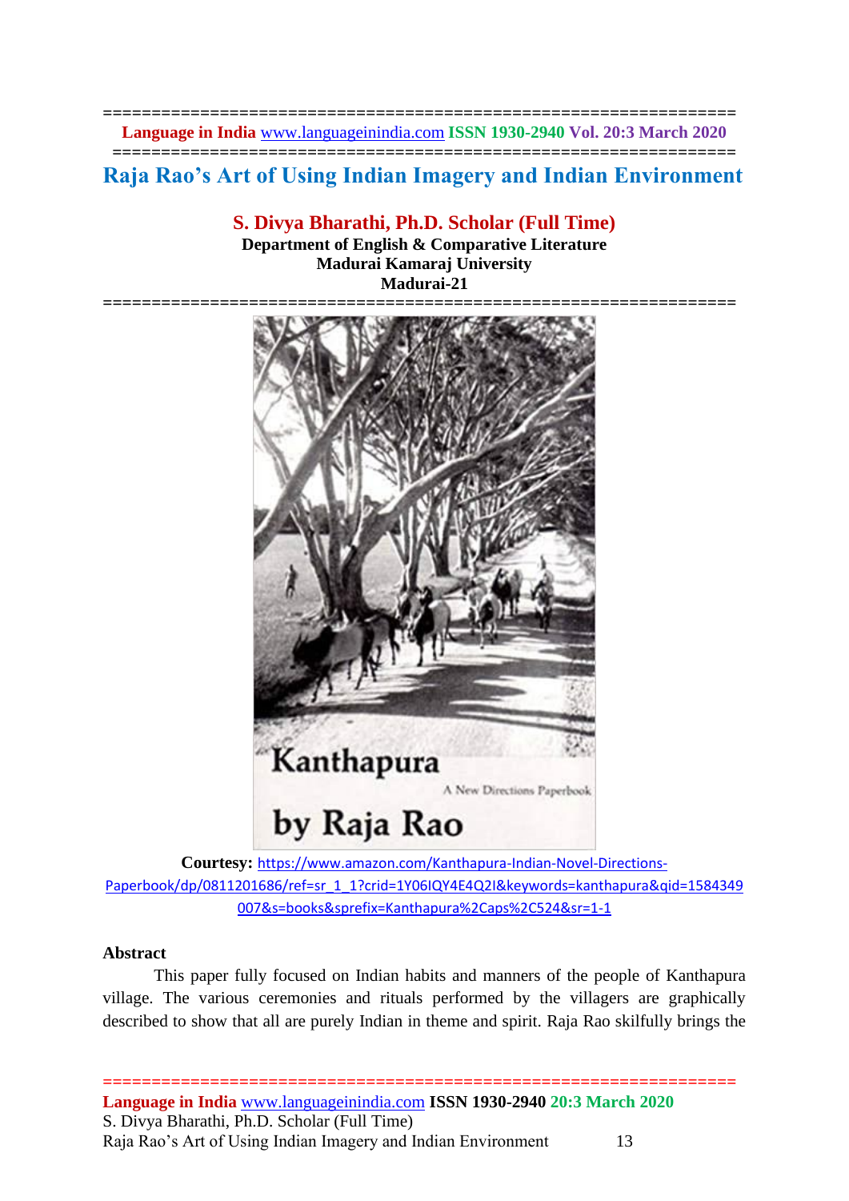# Raja Rao's Art of Using Indian Imagery and Indian Environment

**S. Divya Bharathi, Ph.D. Scholar (Full Time)**
**Department of English & Comparative Literature**
**Madurai Kamaraj University**
**Madurai-21**

**Courtesy:** https://www.amazon.com/Kanthapura-Indian-Novel-Directions-Paperbook/dp/0811201686/ref=sr_1_1?crid=1Y06IQY4E4Q2I&keywords=kanthapura&qid=1584349007&s=books&sprefix=Kanthapura%2Caps%2C524&sr=1-1

## Abstract

This paper fully focused on Indian habits and manners of the people of Kanthapura village. The various ceremonies and rituals performed by the villagers are graphically described to show that all are purely Indian in theme and spirit. Raja Rao skilfully brings the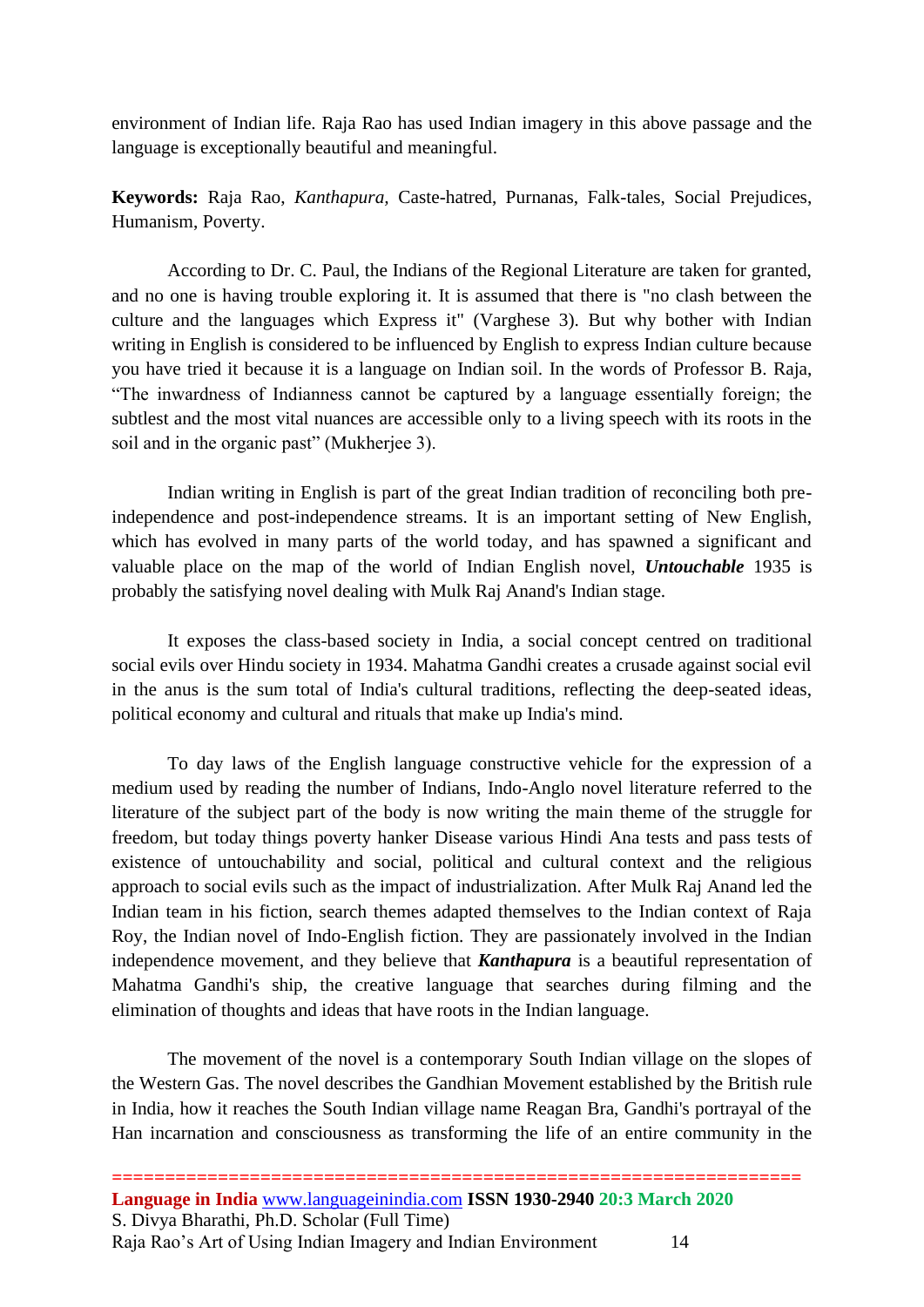environment of Indian life. Raja Rao has used Indian imagery in this above passage and the language is exceptionally beautiful and meaningful.

**Keywords:** Raja Rao, *Kanthapura,* Caste-hatred, Purnanas, Falk-tales, Social Prejudices, Humanism, Poverty.

According to Dr. C. Paul, the Indians of the Regional Literature are taken for granted, and no one is having trouble exploring it. It is assumed that there is "no clash between the culture and the languages which Express it" (Varghese 3). But why bother with Indian writing in English is considered to be influenced by English to express Indian culture because you have tried it because it is a language on Indian soil. In the words of Professor B. Raja, "The inwardness of Indianness cannot be captured by a language essentially foreign; the subtlest and the most vital nuances are accessible only to a living speech with its roots in the soil and in the organic past" (Mukherjee 3).

Indian writing in English is part of the great Indian tradition of reconciling both pre-independence and post-independence streams. It is an important setting of New English, which has evolved in many parts of the world today, and has spawned a significant and valuable place on the map of the world of Indian English novel, ***Untouchable*** 1935 is probably the satisfying novel dealing with Mulk Raj Anand's Indian stage.

It exposes the class-based society in India, a social concept centred on traditional social evils over Hindu society in 1934. Mahatma Gandhi creates a crusade against social evil in the anus is the sum total of India's cultural traditions, reflecting the deep-seated ideas, political economy and cultural and rituals that make up India's mind.

To day laws of the English language constructive vehicle for the expression of a medium used by reading the number of Indians, Indo-Anglo novel literature referred to the literature of the subject part of the body is now writing the main theme of the struggle for freedom, but today things poverty hanker Disease various Hindi Ana tests and pass tests of existence of untouchability and social, political and cultural context and the religious approach to social evils such as the impact of industrialization. After Mulk Raj Anand led the Indian team in his fiction, search themes adapted themselves to the Indian context of Raja Roy, the Indian novel of Indo-English fiction. They are passionately involved in the Indian independence movement, and they believe that ***Kanthapura*** is a beautiful representation of Mahatma Gandhi's ship, the creative language that searches during filming and the elimination of thoughts and ideas that have roots in the Indian language.

The movement of the novel is a contemporary South Indian village on the slopes of the Western Gas. The novel describes the Gandhian Movement established by the British rule in India, how it reaches the South Indian village name Reagan Bra, Gandhi's portrayal of the Han incarnation and consciousness as transforming the life of an entire community in the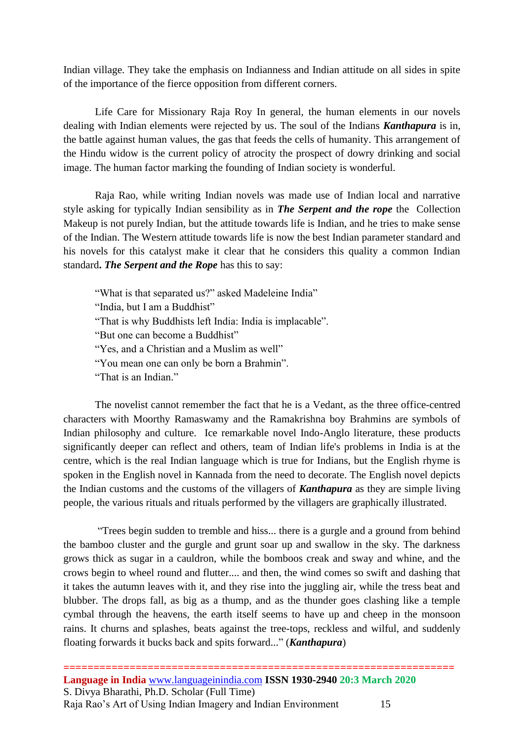Indian village. They take the emphasis on Indianness and Indian attitude on all sides in spite of the importance of the fierce opposition from different corners.

Life Care for Missionary Raja Roy In general, the human elements in our novels dealing with Indian elements were rejected by us. The soul of the Indians ***Kanthapura*** is in, the battle against human values, the gas that feeds the cells of humanity. This arrangement of the Hindu widow is the current policy of atrocity the prospect of dowry drinking and social image. The human factor marking the founding of Indian society is wonderful.

Raja Rao, while writing Indian novels was made use of Indian local and narrative style asking for typically Indian sensibility as in ***The Serpent and the rope*** the Collection Makeup is not purely Indian, but the attitude towards life is Indian, and he tries to make sense of the Indian. The Western attitude towards life is now the best Indian parameter standard and his novels for this catalyst make it clear that he considers this quality a common Indian standard**.** ***The Serpent and the Rope*** has this to say:

> "What is that separated us?" asked Madeleine India"
> "India, but I am a Buddhist"
> "That is why Buddhists left India: India is implacable".
> "But one can become a Buddhist"
> "Yes, and a Christian and a Muslim as well"
> "You mean one can only be born a Brahmin".
> "That is an Indian."

The novelist cannot remember the fact that he is a Vedant, as the three office-centred characters with Moorthy Ramaswamy and the Ramakrishna boy Brahmins are symbols of Indian philosophy and culture. Ice remarkable novel Indo-Anglo literature, these products significantly deeper can reflect and others, team of Indian life's problems in India is at the centre, which is the real Indian language which is true for Indians, but the English rhyme is spoken in the English novel in Kannada from the need to decorate. The English novel depicts the Indian customs and the customs of the villagers of ***Kanthapura*** as they are simple living people, the various rituals and rituals performed by the villagers are graphically illustrated.

"Trees begin sudden to tremble and hiss... there is a gurgle and a ground from behind the bamboo cluster and the gurgle and grunt soar up and swallow in the sky. The darkness grows thick as sugar in a cauldron, while the bomboos creak and sway and whine, and the crows begin to wheel round and flutter.... and then, the wind comes so swift and dashing that it takes the autumn leaves with it, and they rise into the juggling air, while the tress beat and blubber. The drops fall, as big as a thump, and as the thunder goes clashing like a temple cymbal through the heavens, the earth itself seems to have up and cheep in the monsoon rains. It churns and splashes, beats against the tree-tops, reckless and wilful, and suddenly floating forwards it bucks back and spits forward..." (***Kanthapura***)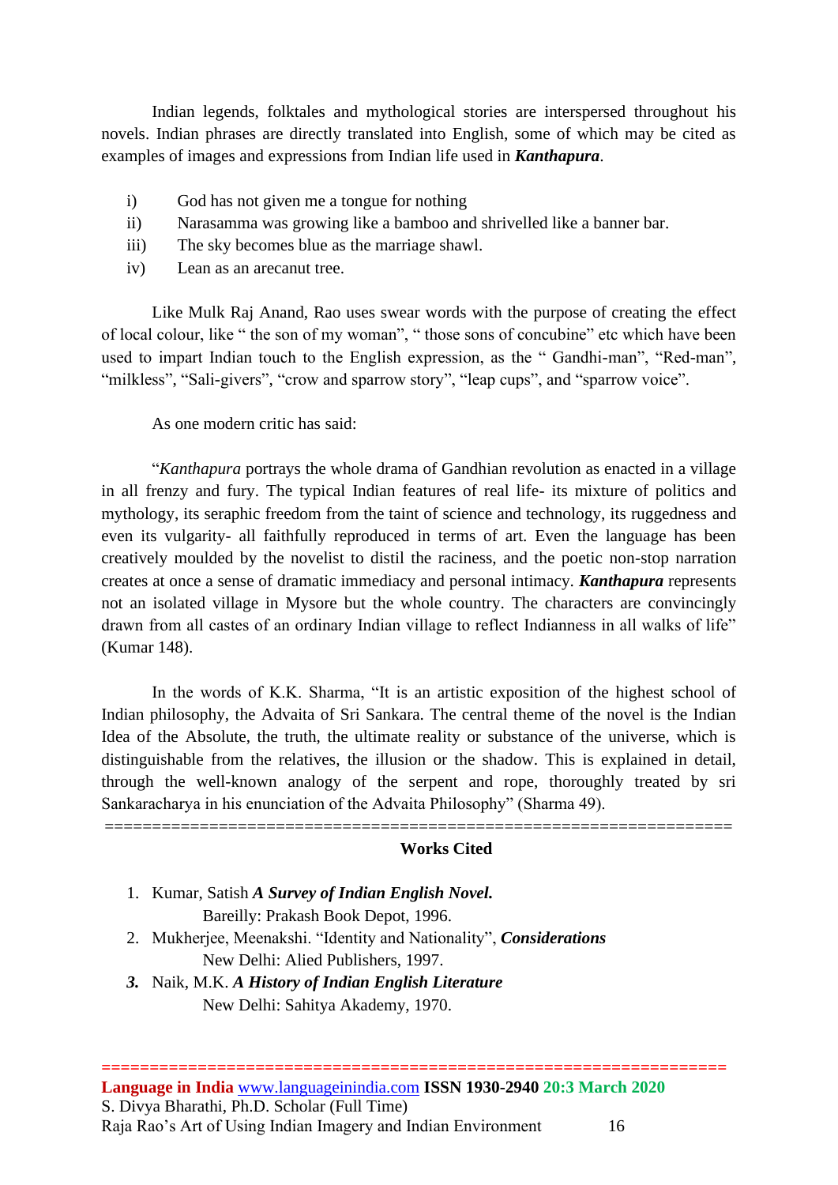Indian legends, folktales and mythological stories are interspersed throughout his novels. Indian phrases are directly translated into English, some of which may be cited as examples of images and expressions from Indian life used in ***Kanthapura***.

i) God has not given me a tongue for nothing
ii) Narasamma was growing like a bamboo and shrivelled like a banner bar.
iii) The sky becomes blue as the marriage shawl.
iv) Lean as an arecanut tree.

Like Mulk Raj Anand, Rao uses swear words with the purpose of creating the effect of local colour, like " the son of my woman", " those sons of concubine" etc which have been used to impart Indian touch to the English expression, as the " Gandhi-man", "Red-man", "milkless", "Sali-givers", "crow and sparrow story", "leap cups", and "sparrow voice".

As one modern critic has said:

"*Kanthapura* portrays the whole drama of Gandhian revolution as enacted in a village in all frenzy and fury. The typical Indian features of real life- its mixture of politics and mythology, its seraphic freedom from the taint of science and technology, its ruggedness and even its vulgarity- all faithfully reproduced in terms of art. Even the language has been creatively moulded by the novelist to distil the raciness, and the poetic non-stop narration creates at once a sense of dramatic immediacy and personal intimacy. ***Kanthapura*** represents not an isolated village in Mysore but the whole country. The characters are convincingly drawn from all castes of an ordinary Indian village to reflect Indianness in all walks of life" (Kumar 148).

In the words of K.K. Sharma, "It is an artistic exposition of the highest school of Indian philosophy, the Advaita of Sri Sankara. The central theme of the novel is the Indian Idea of the Absolute, the truth, the ultimate reality or substance of the universe, which is distinguishable from the relatives, the illusion or the shadow. This is explained in detail, through the well-known analogy of the serpent and rope, thoroughly treated by sri Sankaracharya in his enunciation of the Advaita Philosophy" (Sharma 49).

---

## Works Cited

1. Kumar, Satish ***A Survey of Indian English Novel.***
   Bareilly: Prakash Book Depot, 1996.
2. Mukherjee, Meenakshi. "Identity and Nationality", ***Considerations***
   New Delhi: Alied Publishers, 1997.
3. Naik, M.K. ***A History of Indian English Literature***
   New Delhi: Sahitya Akademy, 1970.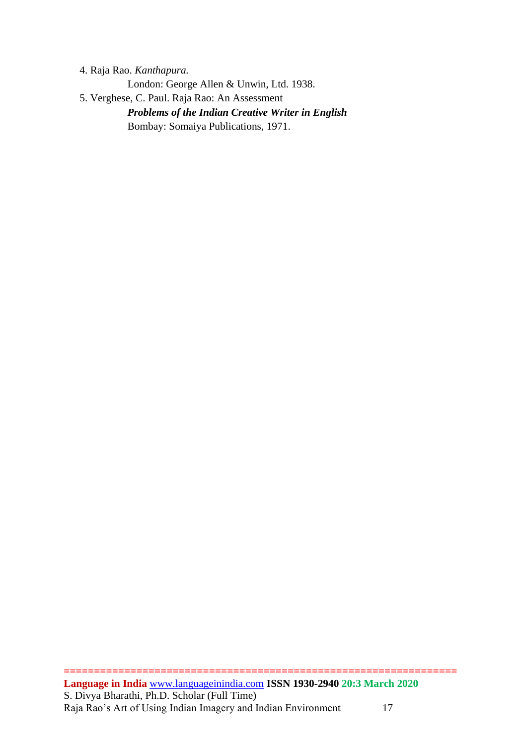4. Raja Rao. *Kanthapura.*
   London: George Allen & Unwin, Ltd. 1938.
5. Verghese, C. Paul. Raja Rao: An Assessment
   ***Problems of the Indian Creative Writer in English***
   Bombay: Somaiya Publications, 1971.